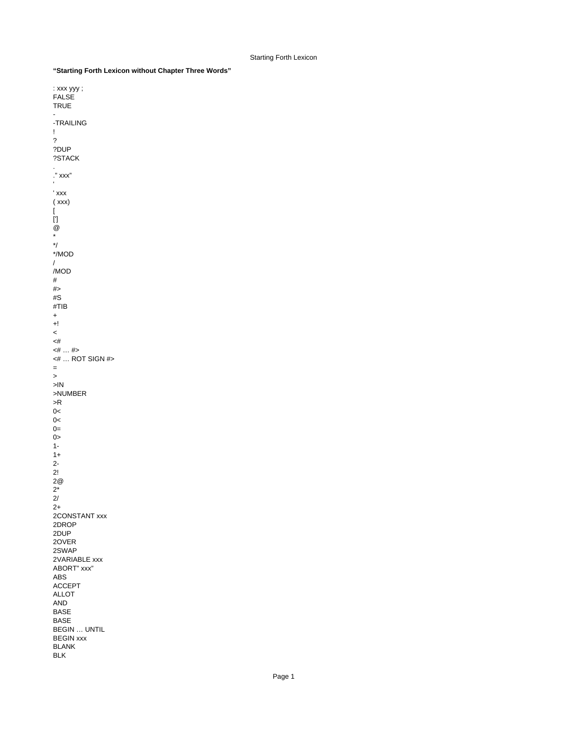**“Starting Forth Lexicon without Chapter Three Words”**

: xxx yyy ;
FALSE
TRUE
-
-TRAILING
!
?
?DUP
?STACK
.
." xxx"
'
' xxx
( xxx)
[
[']
@
*
*/
*/MOD
/
/MOD
#
#>
#S
#TIB
+
+!
<
<#
<# … #>
<# … ROT SIGN #>
=
>
>IN
>NUMBER
>R
0<
0<
0=
0>
1-
1+
2-
2!
2@
2*
2/
2+
2CONSTANT xxx
2DROP
2DUP
2OVER
2SWAP
2VARIABLE xxx
ABORT" xxx"
ABS
ACCEPT
ALLOT
AND
BASE
BASE
BEGIN … UNTIL
BEGIN xxx
BLANK
BLK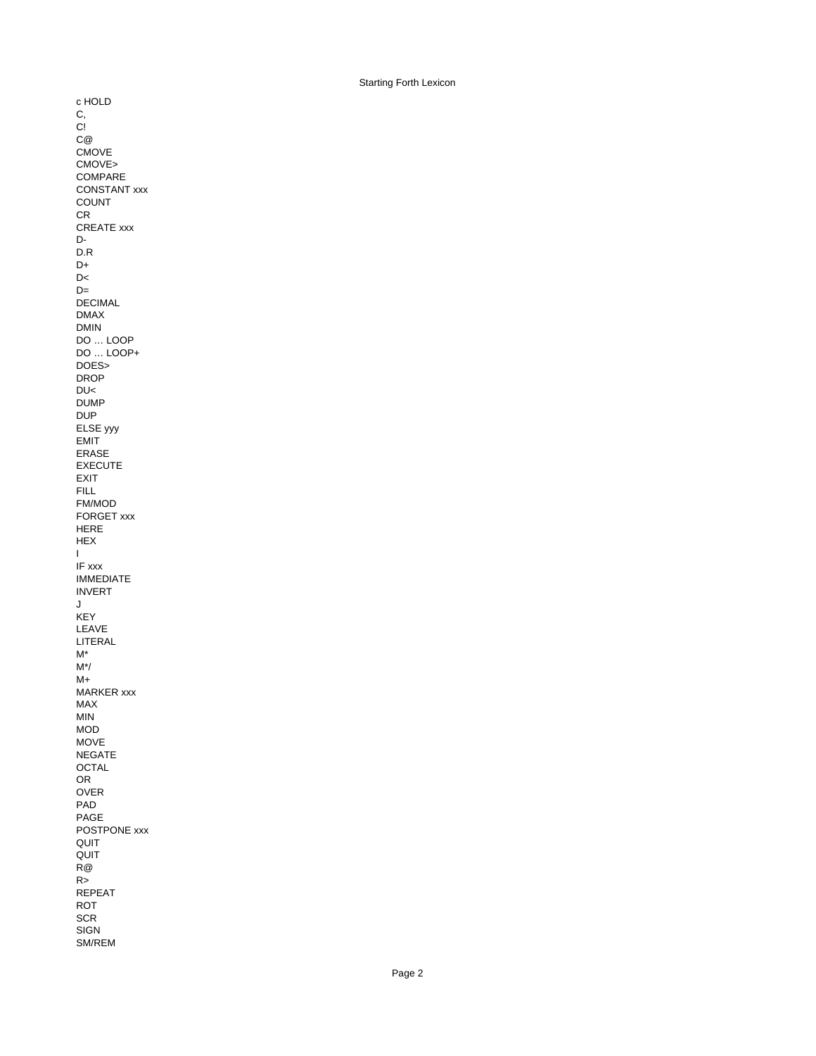c HOLD
C,
C!
C@
CMOVE
CMOVE>
COMPARE
CONSTANT xxx
COUNT
CR
CREATE xxx
D-
D.R
D+
D<
D=
DECIMAL
DMAX
DMIN
DO … LOOP
DO … LOOP+
DOES>
DROP
DU<
DUMP
DUP
ELSE yyy
EMIT
ERASE
EXECUTE
EXIT
FILL
FM/MOD
FORGET xxx
HERE
HEX
I
IF xxx
IMMEDIATE
INVERT
J
KEY
LEAVE
LITERAL
M*
M*/
M+
MARKER xxx
MAX
MIN
MOD
MOVE
NEGATE
OCTAL
OR
OVER
PAD
PAGE
POSTPONE xxx
QUIT
QUIT
R@
R>
REPEAT
ROT
SCR
SIGN
SM/REM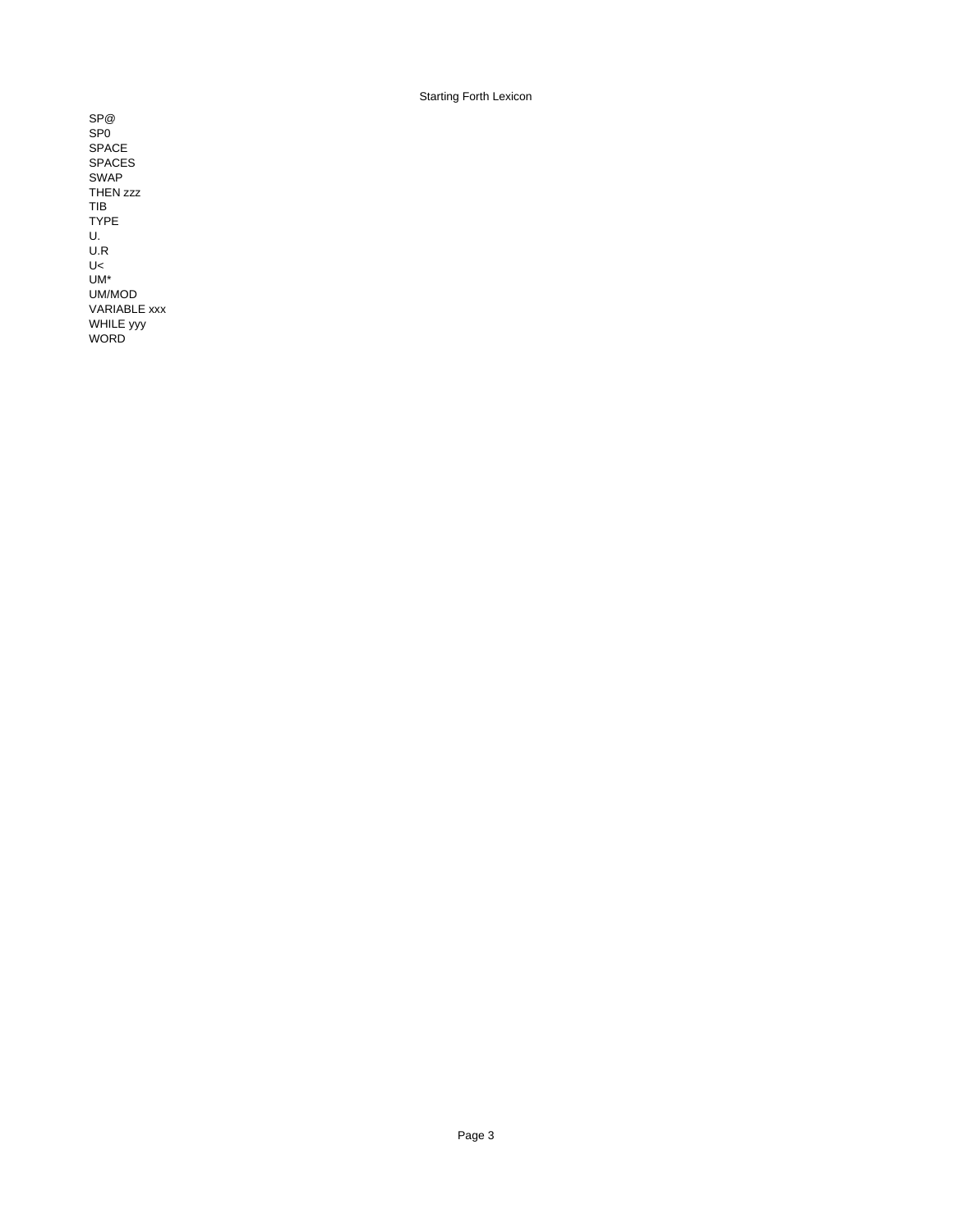SP@
SP0
SPACE
SPACES
SWAP
THEN zzz
TIB
TYPE
U.
U.R
U<
UM*
UM/MOD
VARIABLE xxx
WHILE yyy
WORD